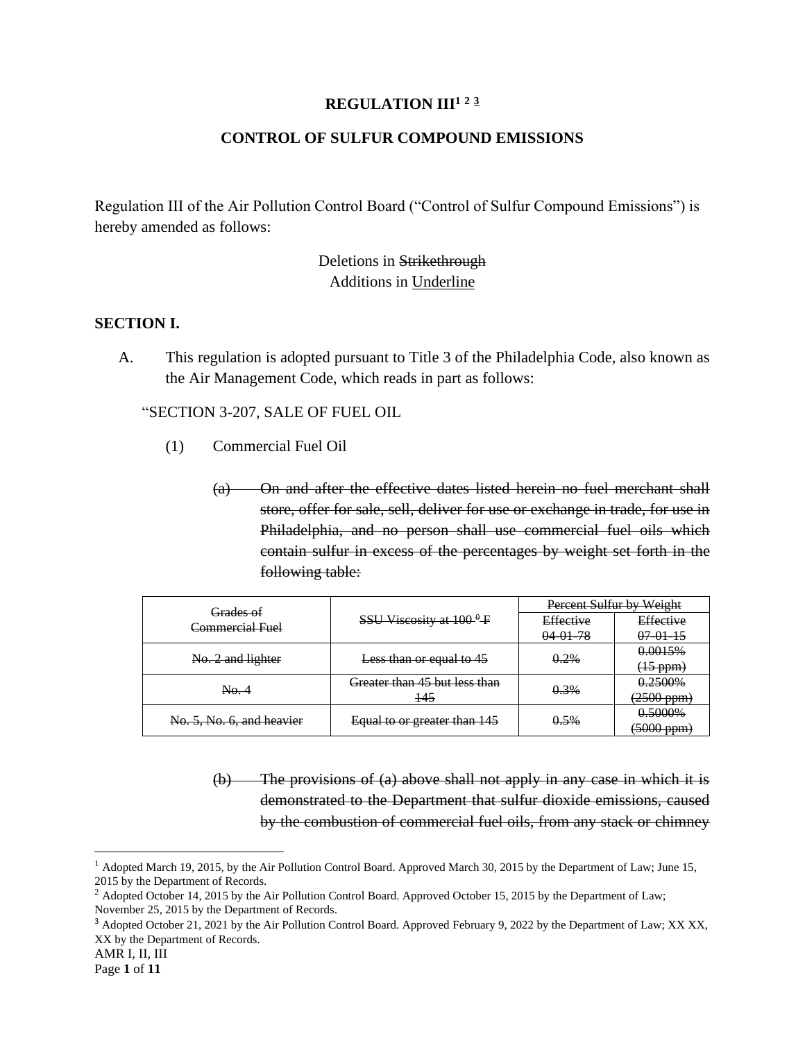# REGULATION III[1] [2] [3]

## CONTROL OF SULFUR COMPOUND EMISSIONS

Regulation III of the Air Pollution Control Board ("Control of Sulfur Compound Emissions") is hereby amended as follows:

Deletions in ~~Strikethrough~~
Additions in <u>Underline</u>

**SECTION I.**

A. This regulation is adopted pursuant to Title 3 of the Philadelphia Code, also known as the Air Management Code, which reads in part as follows:

"SECTION 3-207, SALE OF FUEL OIL

(1) Commercial Fuel Oil

~~(a) On and after the effective dates listed herein no fuel merchant shall store, offer for sale, sell, deliver for use or exchange in trade, for use in Philadelphia, and no person shall use commercial fuel oils which contain sulfur in excess of the percentages by weight set forth in the following table:~~

| ~~Grades of Commercial Fuel~~ | ~~SSU Viscosity at 100 ⁰ F~~ | ~~Percent Sulfur by Weight~~ | |
|---|---|---|---|
| | | ~~Effective 04-01-78~~ | ~~Effective 07-01-15~~ |
| ~~No. 2 and lighter~~ | ~~Less than or equal to 45~~ | ~~0.2%~~ | ~~0.0015% (15 ppm)~~ |
| ~~No. 4~~ | ~~Greater than 45 but less than 145~~ | ~~0.3%~~ | ~~0.2500% (2500 ppm)~~ |
| ~~No. 5, No. 6, and heavier~~ | ~~Equal to or greater than 145~~ | ~~0.5%~~ | ~~0.5000% (5000 ppm)~~ |

~~(b) The provisions of (a) above shall not apply in any case in which it is demonstrated to the Department that sulfur dioxide emissions, caused by the combustion of commercial fuel oils, from any stack or chimney~~

---

[1] Adopted March 19, 2015, by the Air Pollution Control Board. Approved March 30, 2015 by the Department of Law; June 15, 2015 by the Department of Records.

[2] Adopted October 14, 2015 by the Air Pollution Control Board. Approved October 15, 2015 by the Department of Law; November 25, 2015 by the Department of Records.

[3] Adopted October 21, 2021 by the Air Pollution Control Board. Approved February 9, 2022 by the Department of Law; XX XX, XX by the Department of Records.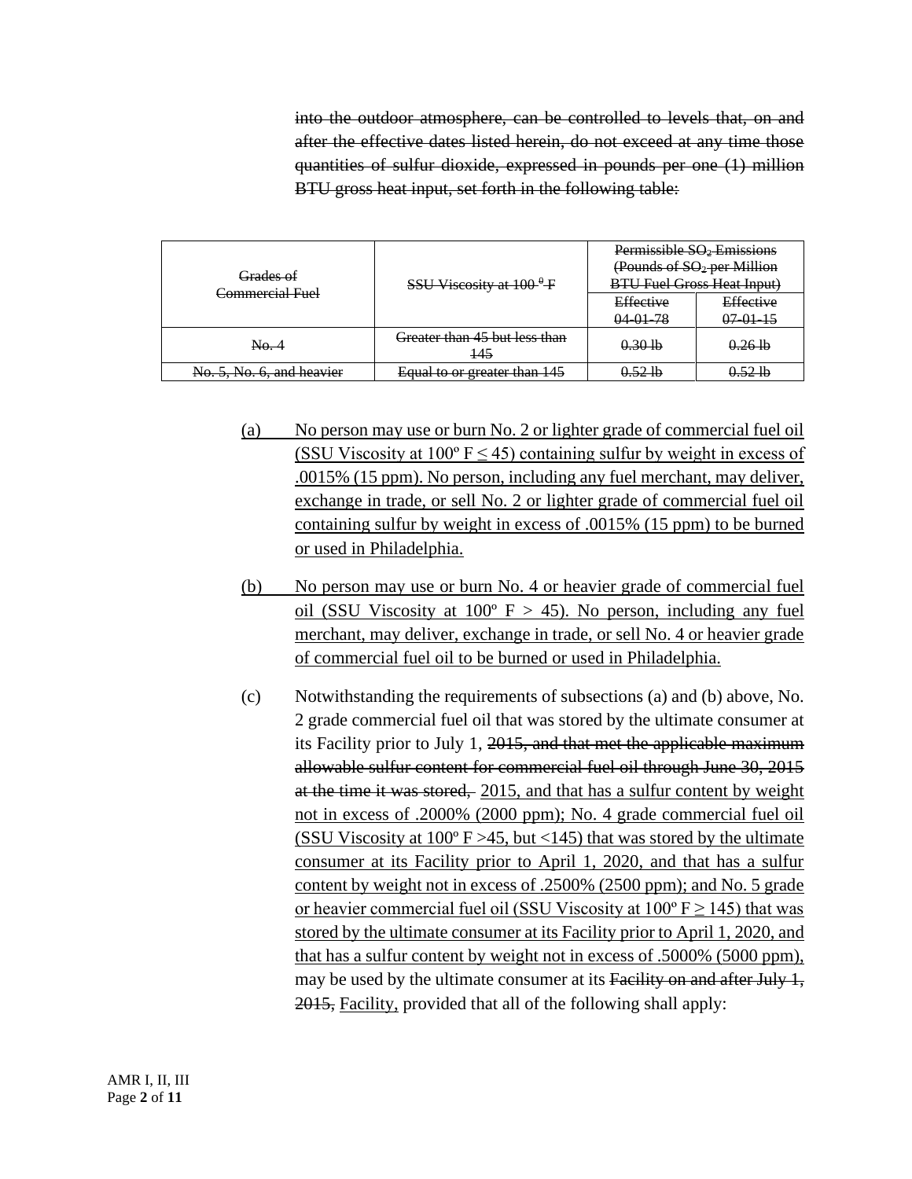~~into the outdoor atmosphere, can be controlled to levels that, on and after the effective dates listed herein, do not exceed at any time those quantities of sulfur dioxide, expressed in pounds per one (1) million BTU gross heat input, set forth in the following table:~~

| ~~Grades of Commercial Fuel~~ | ~~SSU Viscosity at 100 ⁰ F~~ | ~~Permissible $SO_2$ Emissions (Pounds of $SO_2$ per Million BTU Fuel Gross Heat Input)~~ | |
|---|---|---|---|
| | | ~~Effective 04-01-78~~ | ~~Effective 07-01-15~~ |
| ~~No. 4~~ | ~~Greater than 45 but less than 145~~ | ~~0.30 lb~~ | ~~0.26 lb~~ |
| ~~No. 5, No. 6, and heavier~~ | ~~Equal to or greater than 145~~ | ~~0.52 lb~~ | ~~0.52 lb~~ |

<u>(a) No person may use or burn No. 2 or lighter grade of commercial fuel oil (SSU Viscosity at 100º F ≤ 45) containing sulfur by weight in excess of .0015% (15 ppm). No person, including any fuel merchant, may deliver, exchange in trade, or sell No. 2 or lighter grade of commercial fuel oil containing sulfur by weight in excess of .0015% (15 ppm) to be burned or used in Philadelphia.</u>

<u>(b) No person may use or burn No. 4 or heavier grade of commercial fuel oil (SSU Viscosity at 100º F > 45). No person, including any fuel merchant, may deliver, exchange in trade, or sell No. 4 or heavier grade of commercial fuel oil to be burned or used in Philadelphia.</u>

(c) Notwithstanding the requirements of subsections (a) and (b) above, No. 2 grade commercial fuel oil that was stored by the ultimate consumer at its Facility prior to July 1, ~~2015, and that met the applicable maximum allowable sulfur content for commercial fuel oil through June 30, 2015 at the time it was stored,~~ <u>2015, and that has a sulfur content by weight not in excess of .2000% (2000 ppm); No. 4 grade commercial fuel oil (SSU Viscosity at 100º F >45, but <145) that was stored by the ultimate consumer at its Facility prior to April 1, 2020, and that has a sulfur content by weight not in excess of .2500% (2500 ppm); and No. 5 grade or heavier commercial fuel oil (SSU Viscosity at 100º F ≥ 145) that was stored by the ultimate consumer at its Facility prior to April 1, 2020, and that has a sulfur content by weight not in excess of .5000% (5000 ppm),</u> may be used by the ultimate consumer at its ~~Facility on and after July 1, 2015,~~ <u>Facility,</u> provided that all of the following shall apply: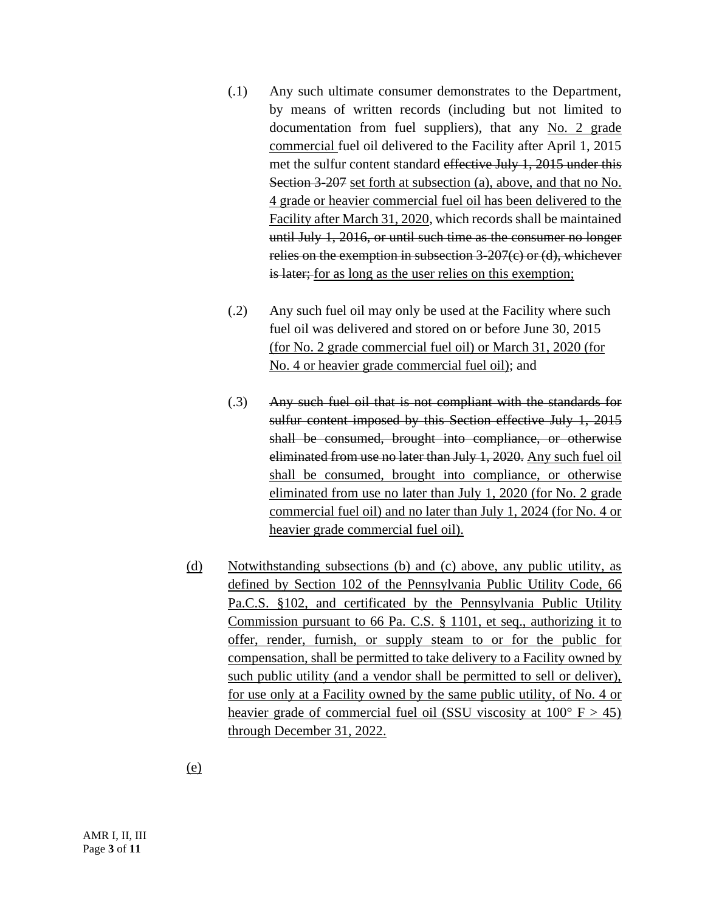(.1) Any such ultimate consumer demonstrates to the Department, by means of written records (including but not limited to documentation from fuel suppliers), that any <u>No. 2 grade commercial</u> fuel oil delivered to the Facility after April 1, 2015 met the sulfur content standard ~~effective July 1, 2015 under this Section 3-207~~ <u>set forth at subsection (a), above, and that no No. 4 grade or heavier commercial fuel oil has been delivered to the Facility after March 31, 2020</u>, which records shall be maintained ~~until July 1, 2016, or until such time as the consumer no longer relies on the exemption in subsection 3-207(c) or (d), whichever is later;~~ <u>for as long as the user relies on this exemption;</u>

(.2) Any such fuel oil may only be used at the Facility where such fuel oil was delivered and stored on or before June 30, 2015 <u>(for No. 2 grade commercial fuel oil) or March 31, 2020 (for No. 4 or heavier grade commercial fuel oil)</u>; and

(.3) ~~Any such fuel oil that is not compliant with the standards for sulfur content imposed by this Section effective July 1, 2015 shall be consumed, brought into compliance, or otherwise eliminated from use no later than July 1, 2020.~~ <u>Any such fuel oil shall be consumed, brought into compliance, or otherwise eliminated from use no later than July 1, 2020 (for No. 2 grade commercial fuel oil) and no later than July 1, 2024 (for No. 4 or heavier grade commercial fuel oil).</u>

<u>(d)</u> <u>Notwithstanding subsections (b) and (c) above, any public utility, as defined by Section 102 of the Pennsylvania Public Utility Code, 66 Pa.C.S. §102, and certificated by the Pennsylvania Public Utility Commission pursuant to 66 Pa. C.S. § 1101, et seq., authorizing it to offer, render, furnish, or supply steam to or for the public for compensation, shall be permitted to take delivery to a Facility owned by such public utility (and a vendor shall be permitted to sell or deliver), for use only at a Facility owned by the same public utility, of No. 4 or heavier grade of commercial fuel oil (SSU viscosity at 100° F > 45) through December 31, 2022.</u>

<u>(e)</u>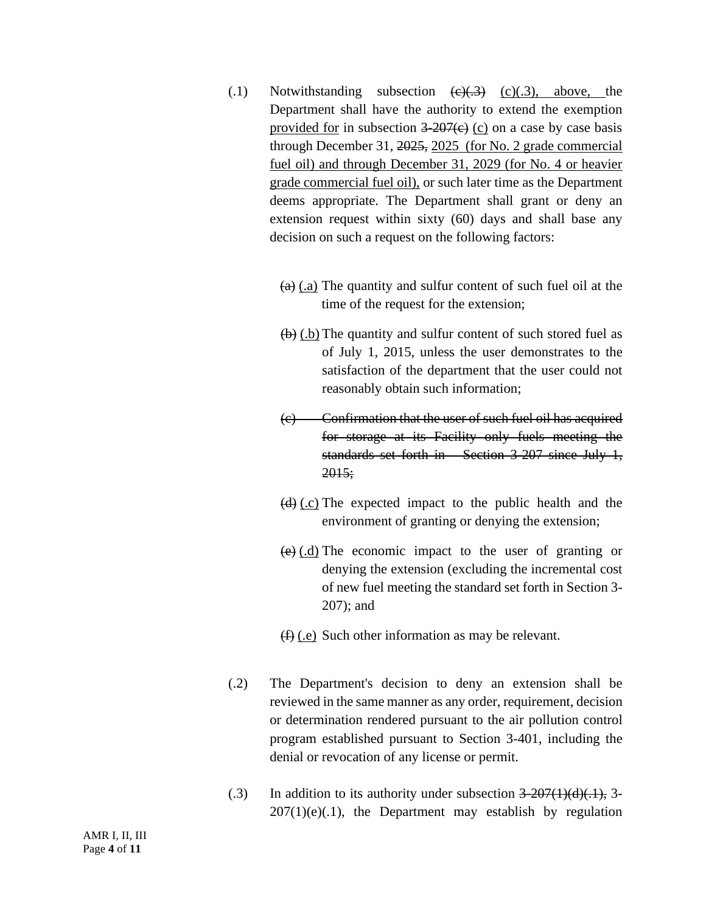(.1) Notwithstanding subsection ~~(c)(.3)~~ <u>(c)(.3), above,</u> the Department shall have the authority to extend the exemption <u>provided for</u> in subsection ~~3-207(c)~~ <u>(c)</u> on a case by case basis through December 31, ~~2025,~~ <u>2025 (for No. 2 grade commercial fuel oil) and through December 31, 2029 (for No. 4 or heavier grade commercial fuel oil),</u> or such later time as the Department deems appropriate. The Department shall grant or deny an extension request within sixty (60) days and shall base any decision on such a request on the following factors:

~~(a)~~ <u>(.a)</u> The quantity and sulfur content of such fuel oil at the time of the request for the extension;

~~(b)~~ <u>(.b)</u> The quantity and sulfur content of such stored fuel as of July 1, 2015, unless the user demonstrates to the satisfaction of the department that the user could not reasonably obtain such information;

~~(c) Confirmation that the user of such fuel oil has acquired for storage at its Facility only fuels meeting the standards set forth in Section 3-207 since July 1, 2015;~~

~~(d)~~ <u>(.c)</u> The expected impact to the public health and the environment of granting or denying the extension;

~~(e)~~ <u>(.d)</u> The economic impact to the user of granting or denying the extension (excluding the incremental cost of new fuel meeting the standard set forth in Section 3-207); and

~~(f)~~ <u>(.e)</u> Such other information as may be relevant.

(.2) The Department's decision to deny an extension shall be reviewed in the same manner as any order, requirement, decision or determination rendered pursuant to the air pollution control program established pursuant to Section 3-401, including the denial or revocation of any license or permit.

(.3) In addition to its authority under subsection ~~3-207(1)(d)(.1),~~ 3-207(1)(e)(.1), the Department may establish by regulation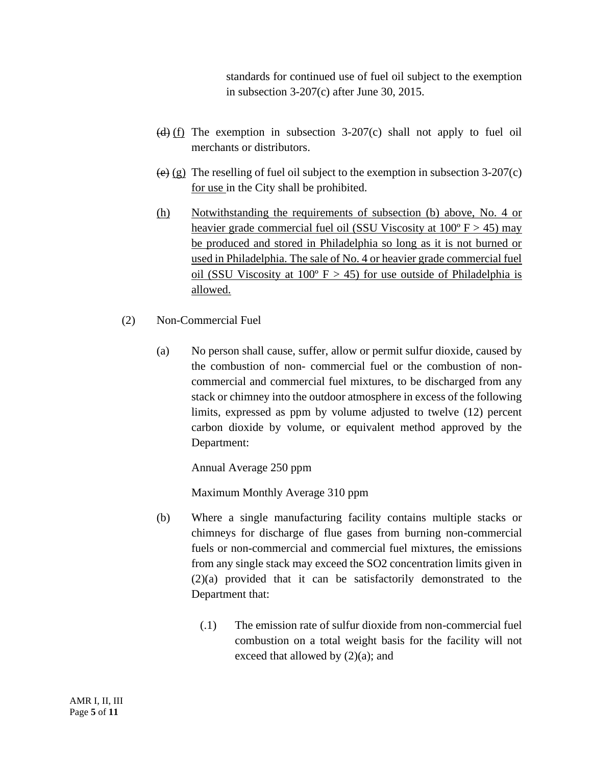standards for continued use of fuel oil subject to the exemption in subsection 3-207(c) after June 30, 2015.

~~(d)~~ <u>(f)</u> The exemption in subsection 3-207(c) shall not apply to fuel oil merchants or distributors.

~~(e)~~ <u>(g)</u> The reselling of fuel oil subject to the exemption in subsection 3-207(c) <u>for use</u> in the City shall be prohibited.

<u>(h)</u> <u>Notwithstanding the requirements of subsection (b) above, No. 4 or heavier grade commercial fuel oil (SSU Viscosity at 100º F > 45) may be produced and stored in Philadelphia so long as it is not burned or used in Philadelphia. The sale of No. 4 or heavier grade commercial fuel oil (SSU Viscosity at 100º F > 45) for use outside of Philadelphia is allowed.</u>

(2) Non-Commercial Fuel

(a) No person shall cause, suffer, allow or permit sulfur dioxide, caused by the combustion of non- commercial fuel or the combustion of non-commercial and commercial fuel mixtures, to be discharged from any stack or chimney into the outdoor atmosphere in excess of the following limits, expressed as ppm by volume adjusted to twelve (12) percent carbon dioxide by volume, or equivalent method approved by the Department:

Annual Average 250 ppm

Maximum Monthly Average 310 ppm

(b) Where a single manufacturing facility contains multiple stacks or chimneys for discharge of flue gases from burning non-commercial fuels or non-commercial and commercial fuel mixtures, the emissions from any single stack may exceed the $SO_2$ concentration limits given in (2)(a) provided that it can be satisfactorily demonstrated to the Department that:

(.1) The emission rate of sulfur dioxide from non-commercial fuel combustion on a total weight basis for the facility will not exceed that allowed by (2)(a); and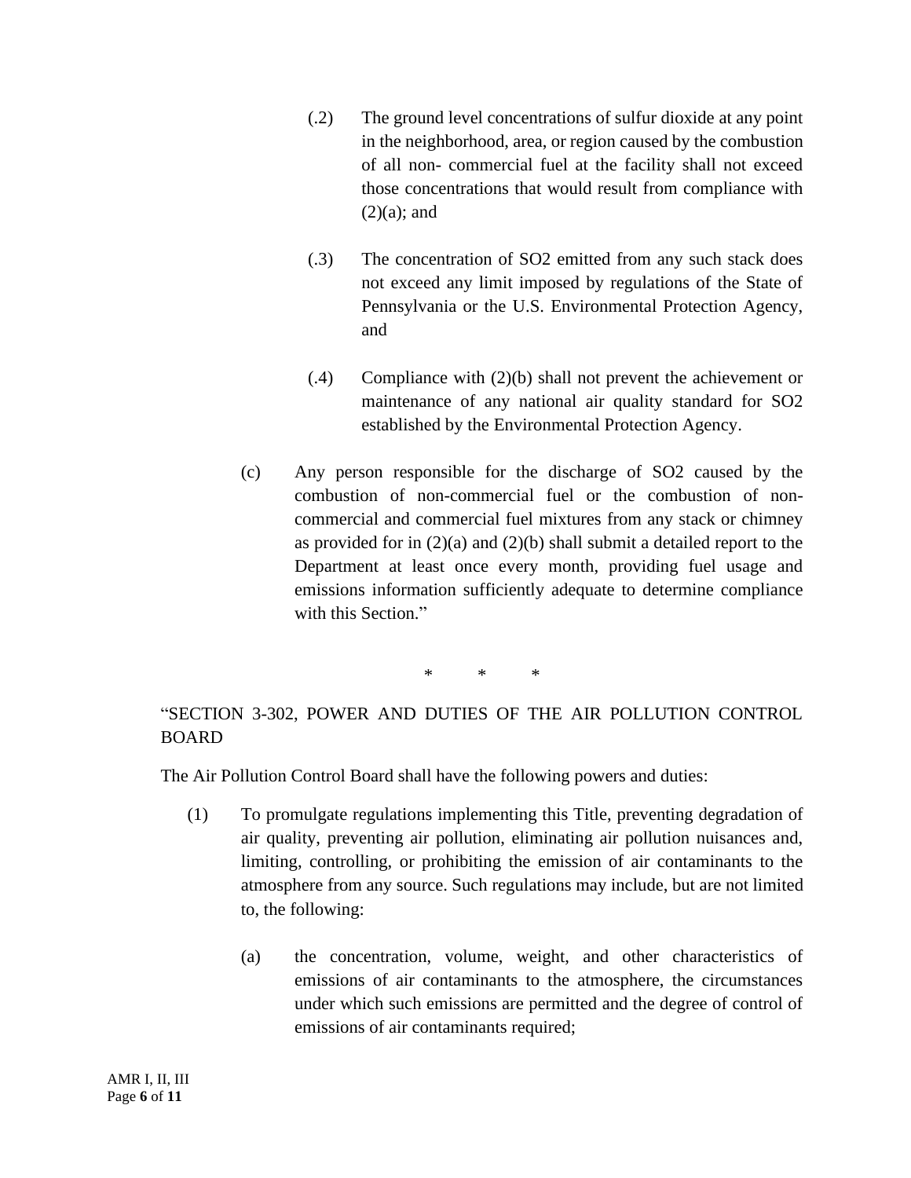(.2) The ground level concentrations of sulfur dioxide at any point in the neighborhood, area, or region caused by the combustion of all non- commercial fuel at the facility shall not exceed those concentrations that would result from compliance with (2)(a); and

(.3) The concentration of SO2 emitted from any such stack does not exceed any limit imposed by regulations of the State of Pennsylvania or the U.S. Environmental Protection Agency, and

(.4) Compliance with (2)(b) shall not prevent the achievement or maintenance of any national air quality standard for SO2 established by the Environmental Protection Agency.

(c) Any person responsible for the discharge of SO2 caused by the combustion of non-commercial fuel or the combustion of non-commercial and commercial fuel mixtures from any stack or chimney as provided for in (2)(a) and (2)(b) shall submit a detailed report to the Department at least once every month, providing fuel usage and emissions information sufficiently adequate to determine compliance with this Section."

\* \* \*

"SECTION 3-302, POWER AND DUTIES OF THE AIR POLLUTION CONTROL BOARD

The Air Pollution Control Board shall have the following powers and duties:

(1) To promulgate regulations implementing this Title, preventing degradation of air quality, preventing air pollution, eliminating air pollution nuisances and, limiting, controlling, or prohibiting the emission of air contaminants to the atmosphere from any source. Such regulations may include, but are not limited to, the following:

(a) the concentration, volume, weight, and other characteristics of emissions of air contaminants to the atmosphere, the circumstances under which such emissions are permitted and the degree of control of emissions of air contaminants required;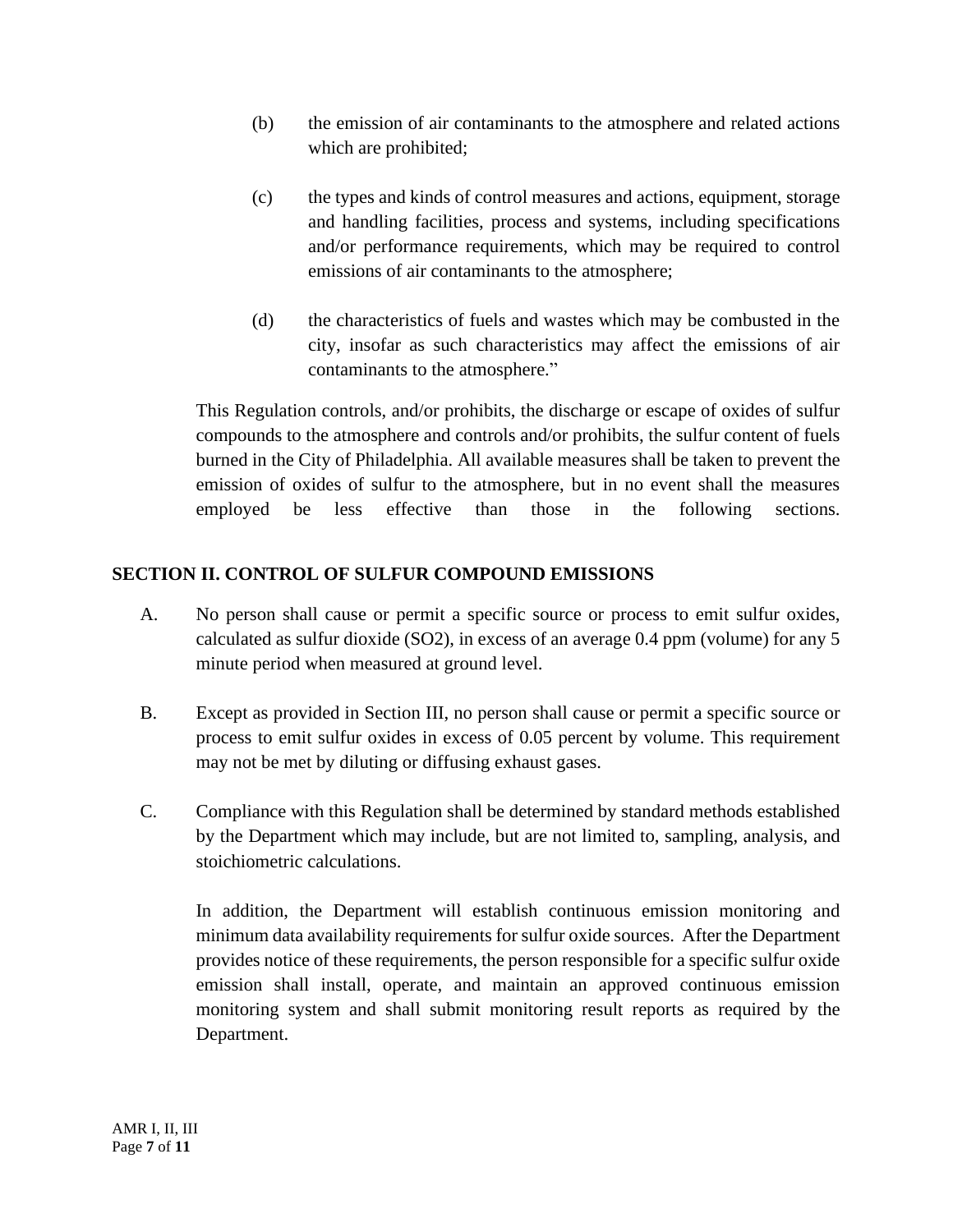(b) the emission of air contaminants to the atmosphere and related actions which are prohibited;

(c) the types and kinds of control measures and actions, equipment, storage and handling facilities, process and systems, including specifications and/or performance requirements, which may be required to control emissions of air contaminants to the atmosphere;

(d) the characteristics of fuels and wastes which may be combusted in the city, insofar as such characteristics may affect the emissions of air contaminants to the atmosphere."

This Regulation controls, and/or prohibits, the discharge or escape of oxides of sulfur compounds to the atmosphere and controls and/or prohibits, the sulfur content of fuels burned in the City of Philadelphia. All available measures shall be taken to prevent the emission of oxides of sulfur to the atmosphere, but in no event shall the measures employed be less effective than those in the following sections.

## SECTION II. CONTROL OF SULFUR COMPOUND EMISSIONS

A. No person shall cause or permit a specific source or process to emit sulfur oxides, calculated as sulfur dioxide ($SO_2$), in excess of an average 0.4 ppm (volume) for any 5 minute period when measured at ground level.

B. Except as provided in Section III, no person shall cause or permit a specific source or process to emit sulfur oxides in excess of 0.05 percent by volume. This requirement may not be met by diluting or diffusing exhaust gases.

C. Compliance with this Regulation shall be determined by standard methods established by the Department which may include, but are not limited to, sampling, analysis, and stoichiometric calculations.

In addition, the Department will establish continuous emission monitoring and minimum data availability requirements for sulfur oxide sources. After the Department provides notice of these requirements, the person responsible for a specific sulfur oxide emission shall install, operate, and maintain an approved continuous emission monitoring system and shall submit monitoring result reports as required by the Department.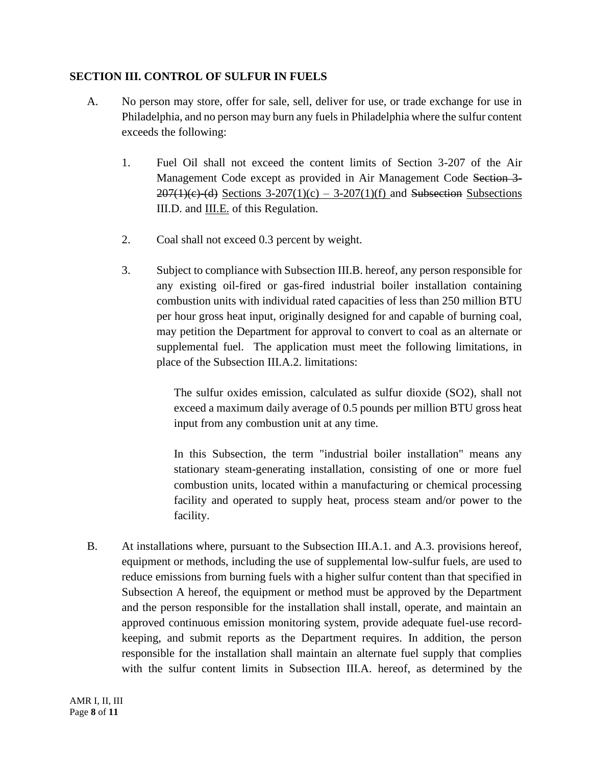**SECTION III. CONTROL OF SULFUR IN FUELS**

A. No person may store, offer for sale, sell, deliver for use, or trade exchange for use in Philadelphia, and no person may burn any fuels in Philadelphia where the sulfur content exceeds the following:

1. Fuel Oil shall not exceed the content limits of Section 3-207 of the Air Management Code except as provided in Air Management Code ~~Section 3-207(1)(c)-(d)~~ <u>Sections 3-207(1)(c) – 3-207(1)(f)</u> and ~~Subsection~~ <u>Subsections</u> III.D. and <u>III.E.</u> of this Regulation.

2. Coal shall not exceed 0.3 percent by weight.

3. Subject to compliance with Subsection III.B. hereof, any person responsible for any existing oil-fired or gas-fired industrial boiler installation containing combustion units with individual rated capacities of less than 250 million BTU per hour gross heat input, originally designed for and capable of burning coal, may petition the Department for approval to convert to coal as an alternate or supplemental fuel. The application must meet the following limitations, in place of the Subsection III.A.2. limitations:

   The sulfur oxides emission, calculated as sulfur dioxide ($SO_2$), shall not exceed a maximum daily average of 0.5 pounds per million BTU gross heat input from any combustion unit at any time.

   In this Subsection, the term "industrial boiler installation" means any stationary steam-generating installation, consisting of one or more fuel combustion units, located within a manufacturing or chemical processing facility and operated to supply heat, process steam and/or power to the facility.

B. At installations where, pursuant to the Subsection III.A.1. and A.3. provisions hereof, equipment or methods, including the use of supplemental low-sulfur fuels, are used to reduce emissions from burning fuels with a higher sulfur content than that specified in Subsection A hereof, the equipment or method must be approved by the Department and the person responsible for the installation shall install, operate, and maintain an approved continuous emission monitoring system, provide adequate fuel-use record-keeping, and submit reports as the Department requires. In addition, the person responsible for the installation shall maintain an alternate fuel supply that complies with the sulfur content limits in Subsection III.A. hereof, as determined by the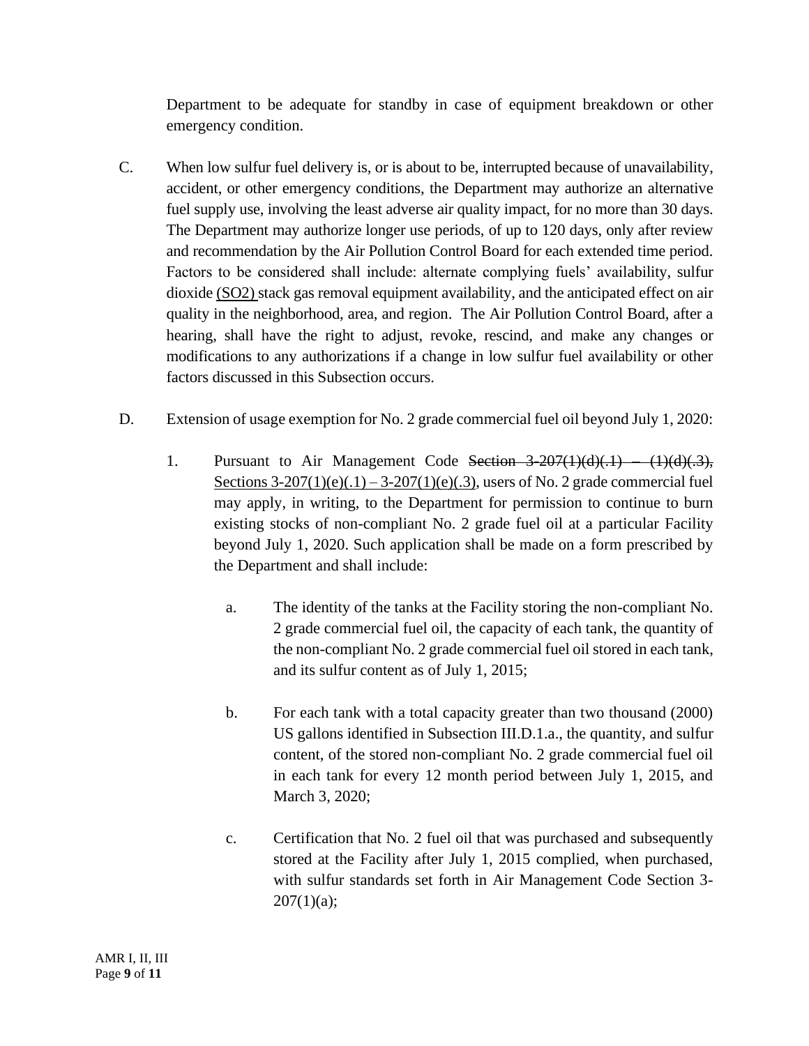Department to be adequate for standby in case of equipment breakdown or other emergency condition.

C. When low sulfur fuel delivery is, or is about to be, interrupted because of unavailability, accident, or other emergency conditions, the Department may authorize an alternative fuel supply use, involving the least adverse air quality impact, for no more than 30 days. The Department may authorize longer use periods, of up to 120 days, only after review and recommendation by the Air Pollution Control Board for each extended time period. Factors to be considered shall include: alternate complying fuels' availability, sulfur dioxide <u>(SO2)</u> stack gas removal equipment availability, and the anticipated effect on air quality in the neighborhood, area, and region. The Air Pollution Control Board, after a hearing, shall have the right to adjust, revoke, rescind, and make any changes or modifications to any authorizations if a change in low sulfur fuel availability or other factors discussed in this Subsection occurs.

D. Extension of usage exemption for No. 2 grade commercial fuel oil beyond July 1, 2020:

1. Pursuant to Air Management Code ~~Section 3-207(1)(d)(.1) – (1)(d)(.3),~~ <u>Sections 3-207(1)(e)(.1) – 3-207(1)(e)(.3)</u>, users of No. 2 grade commercial fuel may apply, in writing, to the Department for permission to continue to burn existing stocks of non-compliant No. 2 grade fuel oil at a particular Facility beyond July 1, 2020. Such application shall be made on a form prescribed by the Department and shall include:

   a. The identity of the tanks at the Facility storing the non-compliant No. 2 grade commercial fuel oil, the capacity of each tank, the quantity of the non-compliant No. 2 grade commercial fuel oil stored in each tank, and its sulfur content as of July 1, 2015;

   b. For each tank with a total capacity greater than two thousand (2000) US gallons identified in Subsection III.D.1.a., the quantity, and sulfur content, of the stored non-compliant No. 2 grade commercial fuel oil in each tank for every 12 month period between July 1, 2015, and March 3, 2020;

   c. Certification that No. 2 fuel oil that was purchased and subsequently stored at the Facility after July 1, 2015 complied, when purchased, with sulfur standards set forth in Air Management Code Section 3-207(1)(a);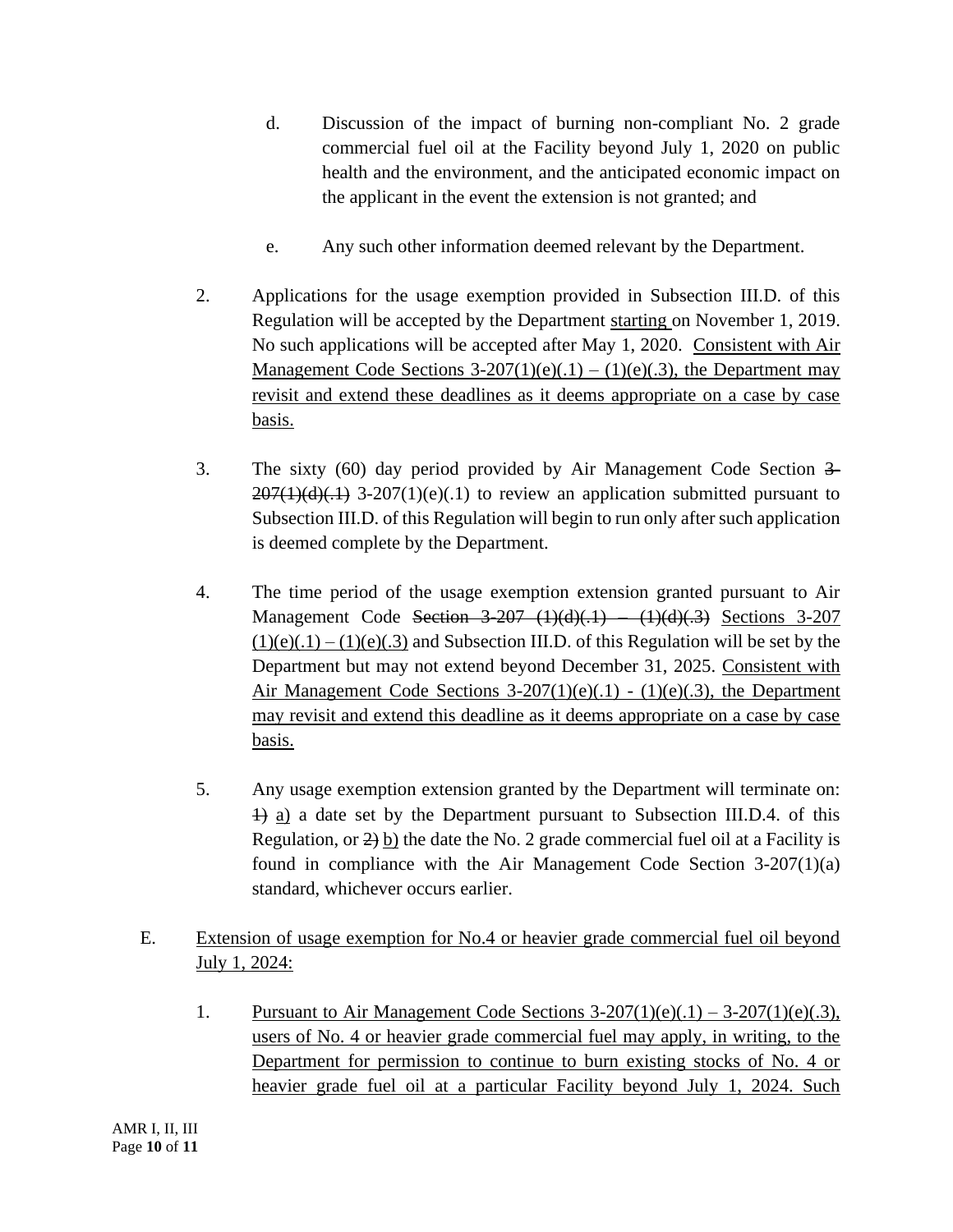d. Discussion of the impact of burning non-compliant No. 2 grade commercial fuel oil at the Facility beyond July 1, 2020 on public health and the environment, and the anticipated economic impact on the applicant in the event the extension is not granted; and

e. Any such other information deemed relevant by the Department.

2. Applications for the usage exemption provided in Subsection III.D. of this Regulation will be accepted by the Department <u>starting</u> on November 1, 2019. No such applications will be accepted after May 1, 2020. <u>Consistent with Air Management Code Sections 3-207(1)(e)(.1) – (1)(e)(.3), the Department may revisit and extend these deadlines as it deems appropriate on a case by case basis.</u>

3. The sixty (60) day period provided by Air Management Code Section ~~3-207(1)(d)(.1)~~ 3-207(1)(e)(.1) to review an application submitted pursuant to Subsection III.D. of this Regulation will begin to run only after such application is deemed complete by the Department.

4. The time period of the usage exemption extension granted pursuant to Air Management Code ~~Section 3-207 (1)(d)(.1) – (1)(d)(.3)~~ <u>Sections 3-207 (1)(e)(.1) – (1)(e)(.3)</u> and Subsection III.D. of this Regulation will be set by the Department but may not extend beyond December 31, 2025. <u>Consistent with Air Management Code Sections 3-207(1)(e)(.1) - (1)(e)(.3), the Department may revisit and extend this deadline as it deems appropriate on a case by case basis.</u>

5. Any usage exemption extension granted by the Department will terminate on: ~~1)~~ <u>a)</u> a date set by the Department pursuant to Subsection III.D.4. of this Regulation, or ~~2)~~ <u>b)</u> the date the No. 2 grade commercial fuel oil at a Facility is found in compliance with the Air Management Code Section 3-207(1)(a) standard, whichever occurs earlier.

E. <u>Extension of usage exemption for No.4 or heavier grade commercial fuel oil beyond July 1, 2024:</u>

1. <u>Pursuant to Air Management Code Sections 3-207(1)(e)(.1) – 3-207(1)(e)(.3), users of No. 4 or heavier grade commercial fuel may apply, in writing, to the Department for permission to continue to burn existing stocks of No. 4 or heavier grade fuel oil at a particular Facility beyond July 1, 2024. Such</u>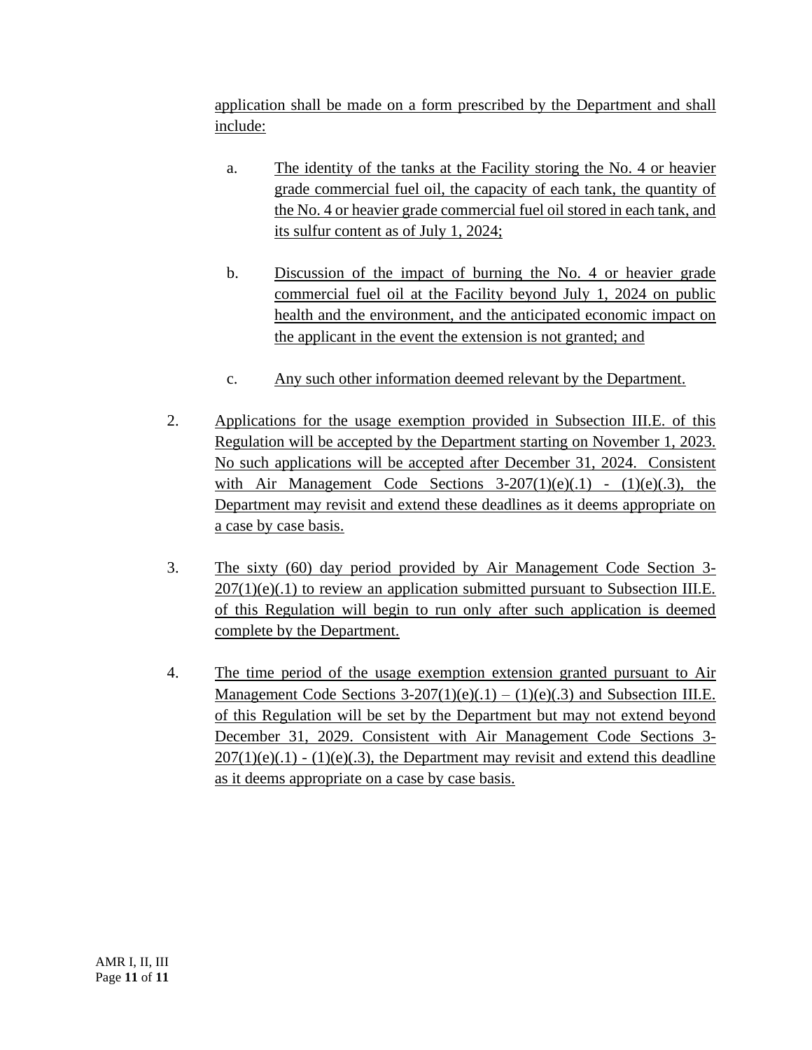application shall be made on a form prescribed by the Department and shall include:

a. The identity of the tanks at the Facility storing the No. 4 or heavier grade commercial fuel oil, the capacity of each tank, the quantity of the No. 4 or heavier grade commercial fuel oil stored in each tank, and its sulfur content as of July 1, 2024;

b. Discussion of the impact of burning the No. 4 or heavier grade commercial fuel oil at the Facility beyond July 1, 2024 on public health and the environment, and the anticipated economic impact on the applicant in the event the extension is not granted; and

c. Any such other information deemed relevant by the Department.

2. Applications for the usage exemption provided in Subsection III.E. of this Regulation will be accepted by the Department starting on November 1, 2023. No such applications will be accepted after December 31, 2024. Consistent with Air Management Code Sections 3-207(1)(e)(.1) - (1)(e)(.3), the Department may revisit and extend these deadlines as it deems appropriate on a case by case basis.

3. The sixty (60) day period provided by Air Management Code Section 3-207(1)(e)(.1) to review an application submitted pursuant to Subsection III.E. of this Regulation will begin to run only after such application is deemed complete by the Department.

4. The time period of the usage exemption extension granted pursuant to Air Management Code Sections 3-207(1)(e)(.1) – (1)(e)(.3) and Subsection III.E. of this Regulation will be set by the Department but may not extend beyond December 31, 2029. Consistent with Air Management Code Sections 3-207(1)(e)(.1) - (1)(e)(.3), the Department may revisit and extend this deadline as it deems appropriate on a case by case basis.